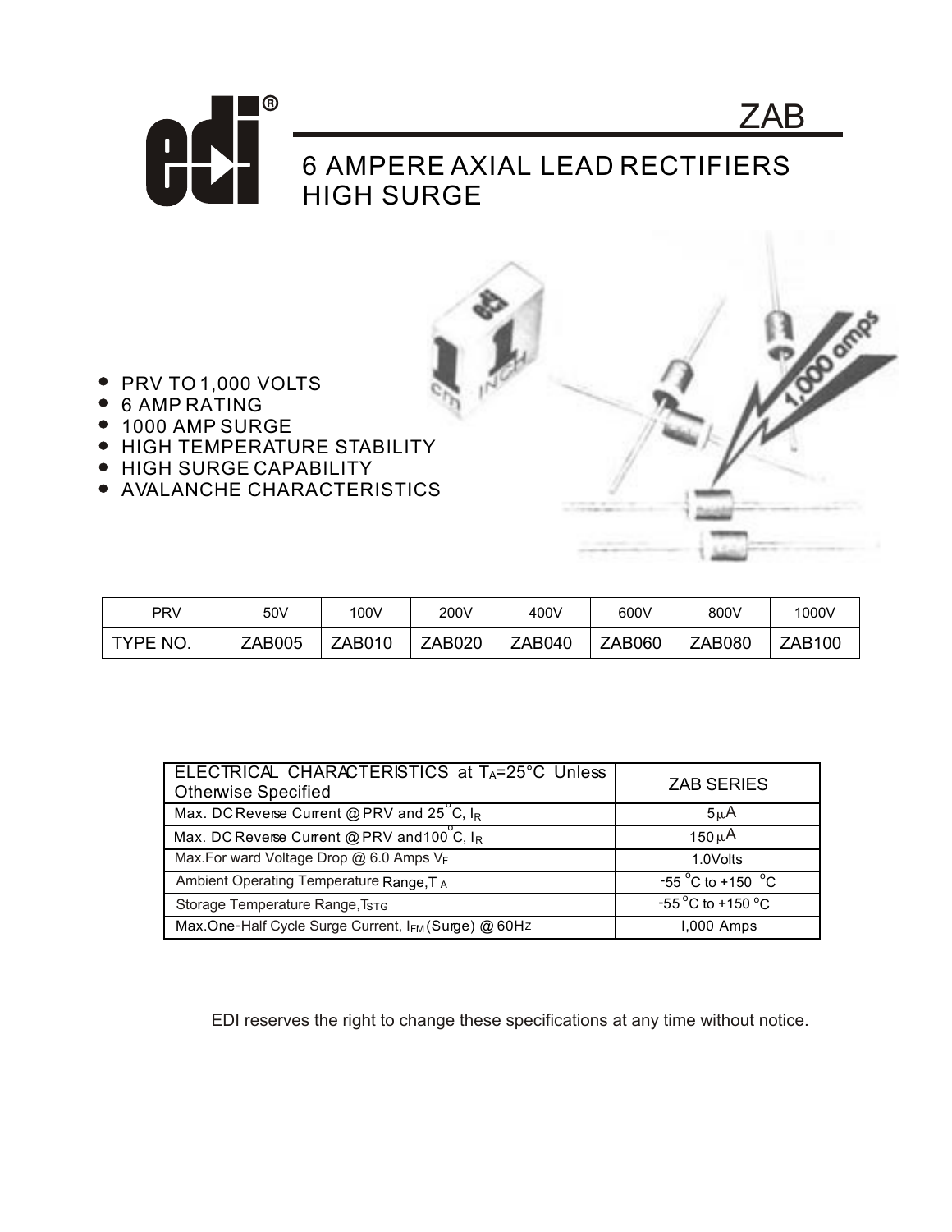# ZAB

## 6 AMPERE AXIAL LEAD RECTIFIERS HIGH SURGE

- PRV TO 1,000 VOLTS
- 6 AMP RATING
- 1000 AMP SURGE
- HIGH TEMPERATURE STABILITY
- HIGH SURGE CAPABILITY
- AVALANCHE CHARACTERISTICS

| PRV | 50V | 100V | 200V | 400V | 600V | 800V | 1000V |
|---|---|---|---|---|---|---|---|
| TYPE NO. | ZAB005 | ZAB010 | ZAB020 | ZAB040 | ZAB060 | ZAB080 | ZAB100 |

| ELECTRICAL CHARACTERISTICS at $T_A$=25°C Unless Otherwise Specified | ZAB SERIES |
|---|---|
| Max. DC Reverse Current @ PRV and 25°C, $I_R$ | 5 μA |
| Max. DC Reverse Current @ PRV and 100°C, $I_R$ | 150 μA |
| Max. Forward Voltage Drop @ 6.0 Amps $V_F$ | 1.0Volts |
| Ambient Operating Temperature Range, $T_A$ | -55 °C to +150 °C |
| Storage Temperature Range, $T_{STG}$ | -55 °C to +150 °C |
| Max. One-Half Cycle Surge Current, $I_{FM}$ (Surge) @ 60Hz | 1,000 Amps |

EDI reserves the right to change these specifications at any time without notice.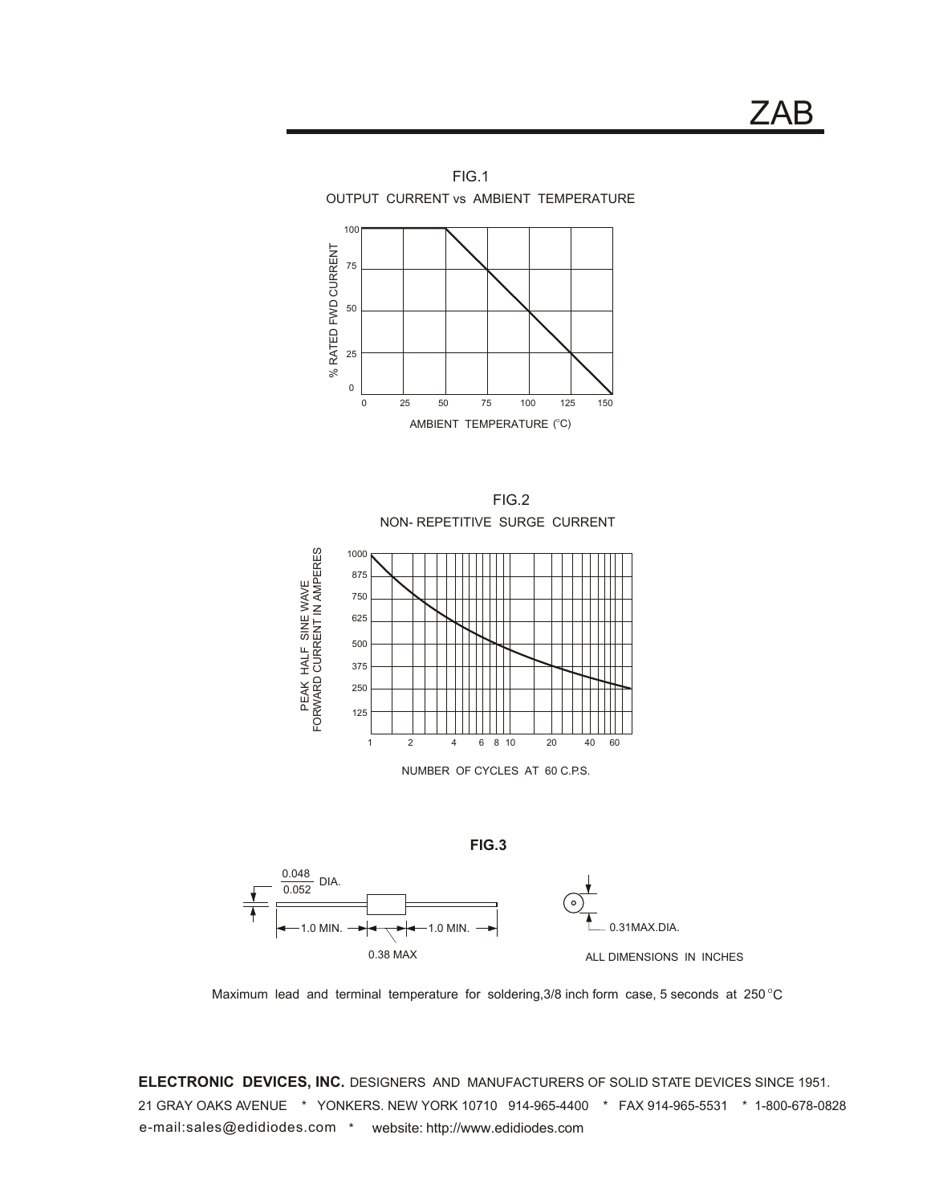# ZAB

FIG.1

OUTPUT CURRENT vs AMBIENT TEMPERATURE

% RATED FWD CURRENT

100
75
50
25
0

0 25 50 75 100 125 150

AMBIENT TEMPERATURE (°C)

FIG.2

NON- REPETITIVE SURGE CURRENT

PEAK HALF SINE WAVE FORWARD CURRENT IN AMPERES

1000
875
750
625
500
375
250
125

1 2 4 6 8 10 20 40 60

NUMBER OF CYCLES AT 60 C.P.S.

**FIG.3**

0.048 / 0.052 DIA.

1.0 MIN.

1.0 MIN.

0.38 MAX

0.31MAX.DIA.

ALL DIMENSIONS IN INCHES

Maximum lead and terminal temperature for soldering,3/8 inch form case, 5 seconds at 250 °C

**ELECTRONIC DEVICES, INC.** DESIGNERS AND MANUFACTURERS OF SOLID STATE DEVICES SINCE 1951.

21 GRAY OAKS AVENUE * YONKERS. NEW YORK 10710 914-965-4400 * FAX 914-965-5531 * 1-800-678-0828

e-mail:sales@edidiodes.com * website: http://www.edidiodes.com